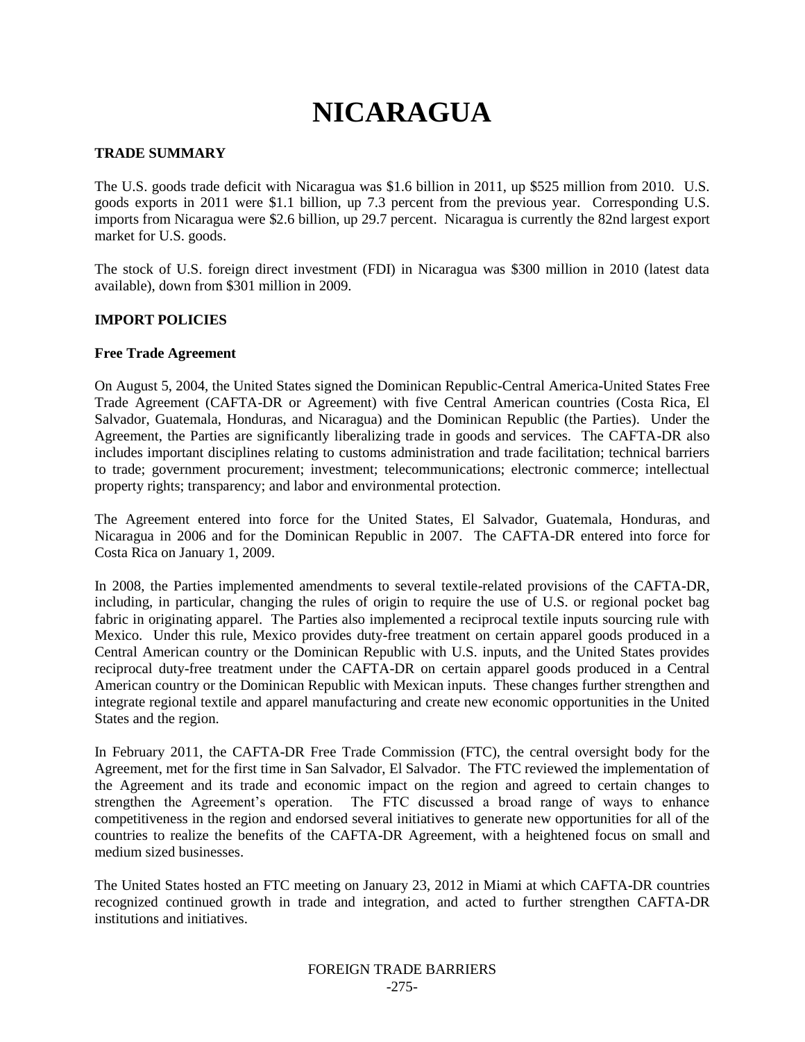# NICARAGUA

## TRADE SUMMARY

The U.S. goods trade deficit with Nicaragua was $1.6 billion in 2011, up $525 million from 2010. U.S. goods exports in 2011 were $1.1 billion, up 7.3 percent from the previous year. Corresponding U.S. imports from Nicaragua were $2.6 billion, up 29.7 percent. Nicaragua is currently the 82nd largest export market for U.S. goods.

The stock of U.S. foreign direct investment (FDI) in Nicaragua was $300 million in 2010 (latest data available), down from $301 million in 2009.

## IMPORT POLICIES

### Free Trade Agreement

On August 5, 2004, the United States signed the Dominican Republic-Central America-United States Free Trade Agreement (CAFTA-DR or Agreement) with five Central American countries (Costa Rica, El Salvador, Guatemala, Honduras, and Nicaragua) and the Dominican Republic (the Parties). Under the Agreement, the Parties are significantly liberalizing trade in goods and services. The CAFTA-DR also includes important disciplines relating to customs administration and trade facilitation; technical barriers to trade; government procurement; investment; telecommunications; electronic commerce; intellectual property rights; transparency; and labor and environmental protection.

The Agreement entered into force for the United States, El Salvador, Guatemala, Honduras, and Nicaragua in 2006 and for the Dominican Republic in 2007. The CAFTA-DR entered into force for Costa Rica on January 1, 2009.

In 2008, the Parties implemented amendments to several textile-related provisions of the CAFTA-DR, including, in particular, changing the rules of origin to require the use of U.S. or regional pocket bag fabric in originating apparel. The Parties also implemented a reciprocal textile inputs sourcing rule with Mexico. Under this rule, Mexico provides duty-free treatment on certain apparel goods produced in a Central American country or the Dominican Republic with U.S. inputs, and the United States provides reciprocal duty-free treatment under the CAFTA-DR on certain apparel goods produced in a Central American country or the Dominican Republic with Mexican inputs. These changes further strengthen and integrate regional textile and apparel manufacturing and create new economic opportunities in the United States and the region.

In February 2011, the CAFTA-DR Free Trade Commission (FTC), the central oversight body for the Agreement, met for the first time in San Salvador, El Salvador. The FTC reviewed the implementation of the Agreement and its trade and economic impact on the region and agreed to certain changes to strengthen the Agreement's operation. The FTC discussed a broad range of ways to enhance competitiveness in the region and endorsed several initiatives to generate new opportunities for all of the countries to realize the benefits of the CAFTA-DR Agreement, with a heightened focus on small and medium sized businesses.

The United States hosted an FTC meeting on January 23, 2012 in Miami at which CAFTA-DR countries recognized continued growth in trade and integration, and acted to further strengthen CAFTA-DR institutions and initiatives.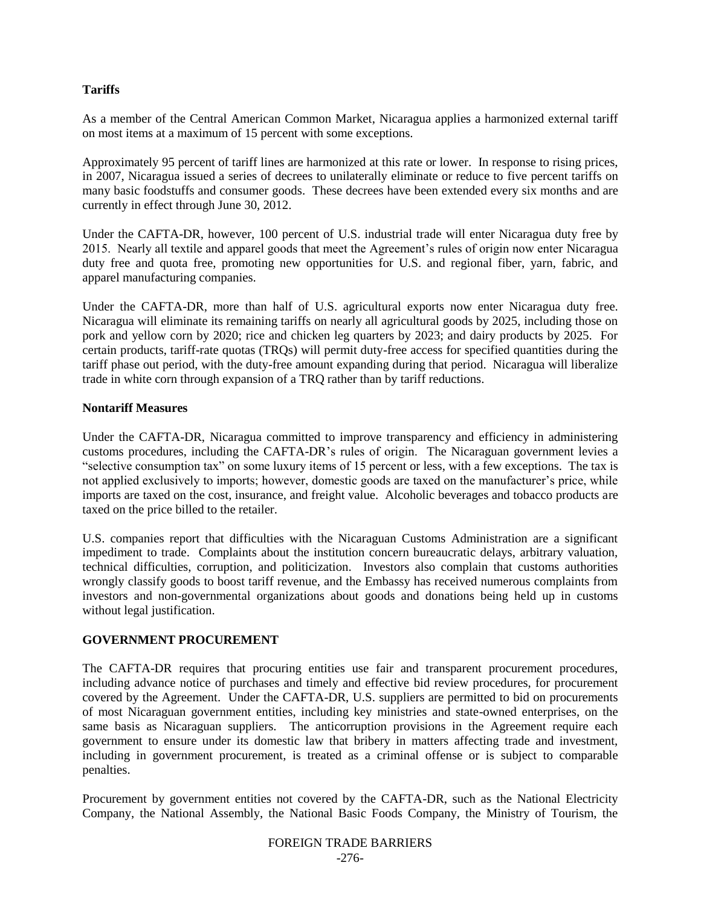**Tariffs**

As a member of the Central American Common Market, Nicaragua applies a harmonized external tariff on most items at a maximum of 15 percent with some exceptions.

Approximately 95 percent of tariff lines are harmonized at this rate or lower. In response to rising prices, in 2007, Nicaragua issued a series of decrees to unilaterally eliminate or reduce to five percent tariffs on many basic foodstuffs and consumer goods. These decrees have been extended every six months and are currently in effect through June 30, 2012.

Under the CAFTA-DR, however, 100 percent of U.S. industrial trade will enter Nicaragua duty free by 2015. Nearly all textile and apparel goods that meet the Agreement's rules of origin now enter Nicaragua duty free and quota free, promoting new opportunities for U.S. and regional fiber, yarn, fabric, and apparel manufacturing companies.

Under the CAFTA-DR, more than half of U.S. agricultural exports now enter Nicaragua duty free. Nicaragua will eliminate its remaining tariffs on nearly all agricultural goods by 2025, including those on pork and yellow corn by 2020; rice and chicken leg quarters by 2023; and dairy products by 2025. For certain products, tariff-rate quotas (TRQs) will permit duty-free access for specified quantities during the tariff phase out period, with the duty-free amount expanding during that period. Nicaragua will liberalize trade in white corn through expansion of a TRQ rather than by tariff reductions.

**Nontariff Measures**

Under the CAFTA-DR, Nicaragua committed to improve transparency and efficiency in administering customs procedures, including the CAFTA-DR's rules of origin. The Nicaraguan government levies a "selective consumption tax" on some luxury items of 15 percent or less, with a few exceptions. The tax is not applied exclusively to imports; however, domestic goods are taxed on the manufacturer's price, while imports are taxed on the cost, insurance, and freight value. Alcoholic beverages and tobacco products are taxed on the price billed to the retailer.

U.S. companies report that difficulties with the Nicaraguan Customs Administration are a significant impediment to trade. Complaints about the institution concern bureaucratic delays, arbitrary valuation, technical difficulties, corruption, and politicization. Investors also complain that customs authorities wrongly classify goods to boost tariff revenue, and the Embassy has received numerous complaints from investors and non-governmental organizations about goods and donations being held up in customs without legal justification.

**GOVERNMENT PROCUREMENT**

The CAFTA-DR requires that procuring entities use fair and transparent procurement procedures, including advance notice of purchases and timely and effective bid review procedures, for procurement covered by the Agreement. Under the CAFTA-DR, U.S. suppliers are permitted to bid on procurements of most Nicaraguan government entities, including key ministries and state-owned enterprises, on the same basis as Nicaraguan suppliers. The anticorruption provisions in the Agreement require each government to ensure under its domestic law that bribery in matters affecting trade and investment, including in government procurement, is treated as a criminal offense or is subject to comparable penalties.

Procurement by government entities not covered by the CAFTA-DR, such as the National Electricity Company, the National Assembly, the National Basic Foods Company, the Ministry of Tourism, the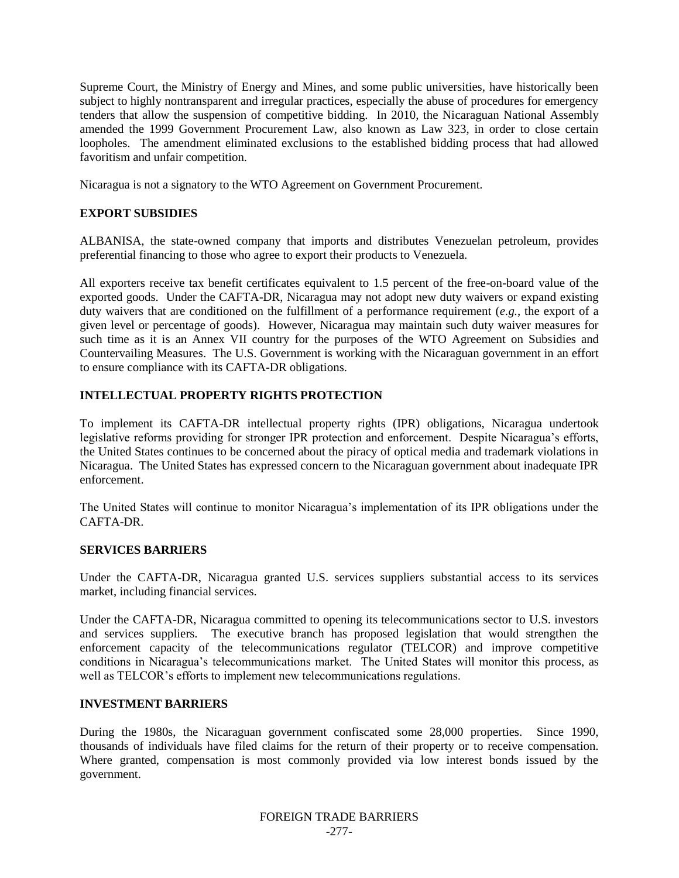Supreme Court, the Ministry of Energy and Mines, and some public universities, have historically been subject to highly nontransparent and irregular practices, especially the abuse of procedures for emergency tenders that allow the suspension of competitive bidding. In 2010, the Nicaraguan National Assembly amended the 1999 Government Procurement Law, also known as Law 323, in order to close certain loopholes. The amendment eliminated exclusions to the established bidding process that had allowed favoritism and unfair competition.

Nicaragua is not a signatory to the WTO Agreement on Government Procurement.

**EXPORT SUBSIDIES**

ALBANISA, the state-owned company that imports and distributes Venezuelan petroleum, provides preferential financing to those who agree to export their products to Venezuela.

All exporters receive tax benefit certificates equivalent to 1.5 percent of the free-on-board value of the exported goods. Under the CAFTA-DR, Nicaragua may not adopt new duty waivers or expand existing duty waivers that are conditioned on the fulfillment of a performance requirement (*e.g.*, the export of a given level or percentage of goods). However, Nicaragua may maintain such duty waiver measures for such time as it is an Annex VII country for the purposes of the WTO Agreement on Subsidies and Countervailing Measures. The U.S. Government is working with the Nicaraguan government in an effort to ensure compliance with its CAFTA-DR obligations.

**INTELLECTUAL PROPERTY RIGHTS PROTECTION**

To implement its CAFTA-DR intellectual property rights (IPR) obligations, Nicaragua undertook legislative reforms providing for stronger IPR protection and enforcement. Despite Nicaragua's efforts, the United States continues to be concerned about the piracy of optical media and trademark violations in Nicaragua. The United States has expressed concern to the Nicaraguan government about inadequate IPR enforcement.

The United States will continue to monitor Nicaragua's implementation of its IPR obligations under the CAFTA-DR.

**SERVICES BARRIERS**

Under the CAFTA-DR, Nicaragua granted U.S. services suppliers substantial access to its services market, including financial services.

Under the CAFTA-DR, Nicaragua committed to opening its telecommunications sector to U.S. investors and services suppliers. The executive branch has proposed legislation that would strengthen the enforcement capacity of the telecommunications regulator (TELCOR) and improve competitive conditions in Nicaragua's telecommunications market. The United States will monitor this process, as well as TELCOR's efforts to implement new telecommunications regulations.

**INVESTMENT BARRIERS**

During the 1980s, the Nicaraguan government confiscated some 28,000 properties. Since 1990, thousands of individuals have filed claims for the return of their property or to receive compensation. Where granted, compensation is most commonly provided via low interest bonds issued by the government.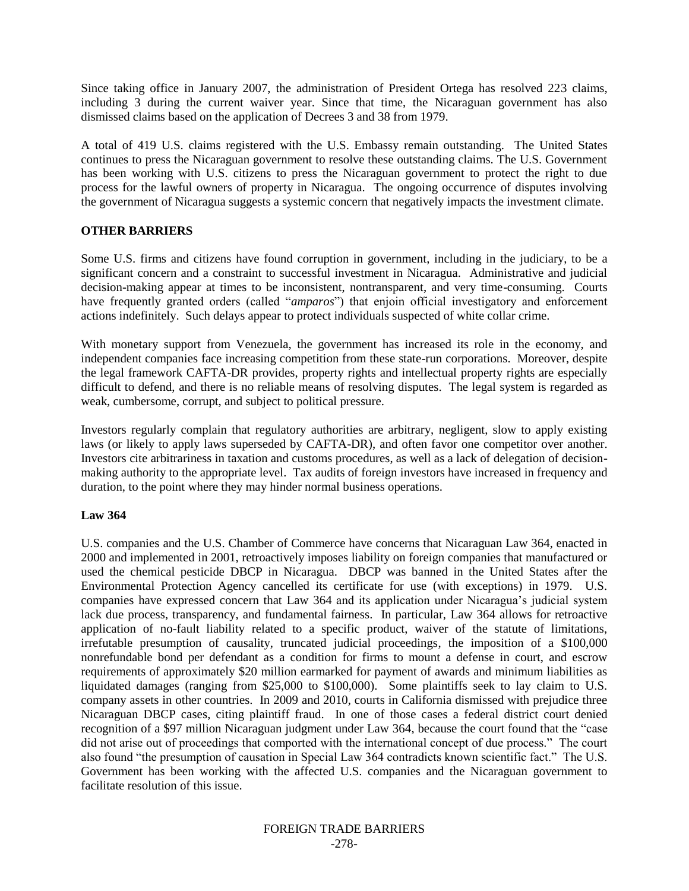Since taking office in January 2007, the administration of President Ortega has resolved 223 claims, including 3 during the current waiver year. Since that time, the Nicaraguan government has also dismissed claims based on the application of Decrees 3 and 38 from 1979.

A total of 419 U.S. claims registered with the U.S. Embassy remain outstanding. The United States continues to press the Nicaraguan government to resolve these outstanding claims. The U.S. Government has been working with U.S. citizens to press the Nicaraguan government to protect the right to due process for the lawful owners of property in Nicaragua. The ongoing occurrence of disputes involving the government of Nicaragua suggests a systemic concern that negatively impacts the investment climate.

## OTHER BARRIERS

Some U.S. firms and citizens have found corruption in government, including in the judiciary, to be a significant concern and a constraint to successful investment in Nicaragua. Administrative and judicial decision-making appear at times to be inconsistent, nontransparent, and very time-consuming. Courts have frequently granted orders (called "*amparos*") that enjoin official investigatory and enforcement actions indefinitely. Such delays appear to protect individuals suspected of white collar crime.

With monetary support from Venezuela, the government has increased its role in the economy, and independent companies face increasing competition from these state-run corporations. Moreover, despite the legal framework CAFTA-DR provides, property rights and intellectual property rights are especially difficult to defend, and there is no reliable means of resolving disputes. The legal system is regarded as weak, cumbersome, corrupt, and subject to political pressure.

Investors regularly complain that regulatory authorities are arbitrary, negligent, slow to apply existing laws (or likely to apply laws superseded by CAFTA-DR), and often favor one competitor over another. Investors cite arbitrariness in taxation and customs procedures, as well as a lack of delegation of decision-making authority to the appropriate level. Tax audits of foreign investors have increased in frequency and duration, to the point where they may hinder normal business operations.

### Law 364

U.S. companies and the U.S. Chamber of Commerce have concerns that Nicaraguan Law 364, enacted in 2000 and implemented in 2001, retroactively imposes liability on foreign companies that manufactured or used the chemical pesticide DBCP in Nicaragua. DBCP was banned in the United States after the Environmental Protection Agency cancelled its certificate for use (with exceptions) in 1979. U.S. companies have expressed concern that Law 364 and its application under Nicaragua's judicial system lack due process, transparency, and fundamental fairness. In particular, Law 364 allows for retroactive application of no-fault liability related to a specific product, waiver of the statute of limitations, irrefutable presumption of causality, truncated judicial proceedings, the imposition of a $100,000 nonrefundable bond per defendant as a condition for firms to mount a defense in court, and escrow requirements of approximately $20 million earmarked for payment of awards and minimum liabilities as liquidated damages (ranging from $25,000 to $100,000). Some plaintiffs seek to lay claim to U.S. company assets in other countries. In 2009 and 2010, courts in California dismissed with prejudice three Nicaraguan DBCP cases, citing plaintiff fraud. In one of those cases a federal district court denied recognition of a $97 million Nicaraguan judgment under Law 364, because the court found that the "case did not arise out of proceedings that comported with the international concept of due process." The court also found "the presumption of causation in Special Law 364 contradicts known scientific fact." The U.S. Government has been working with the affected U.S. companies and the Nicaraguan government to facilitate resolution of this issue.